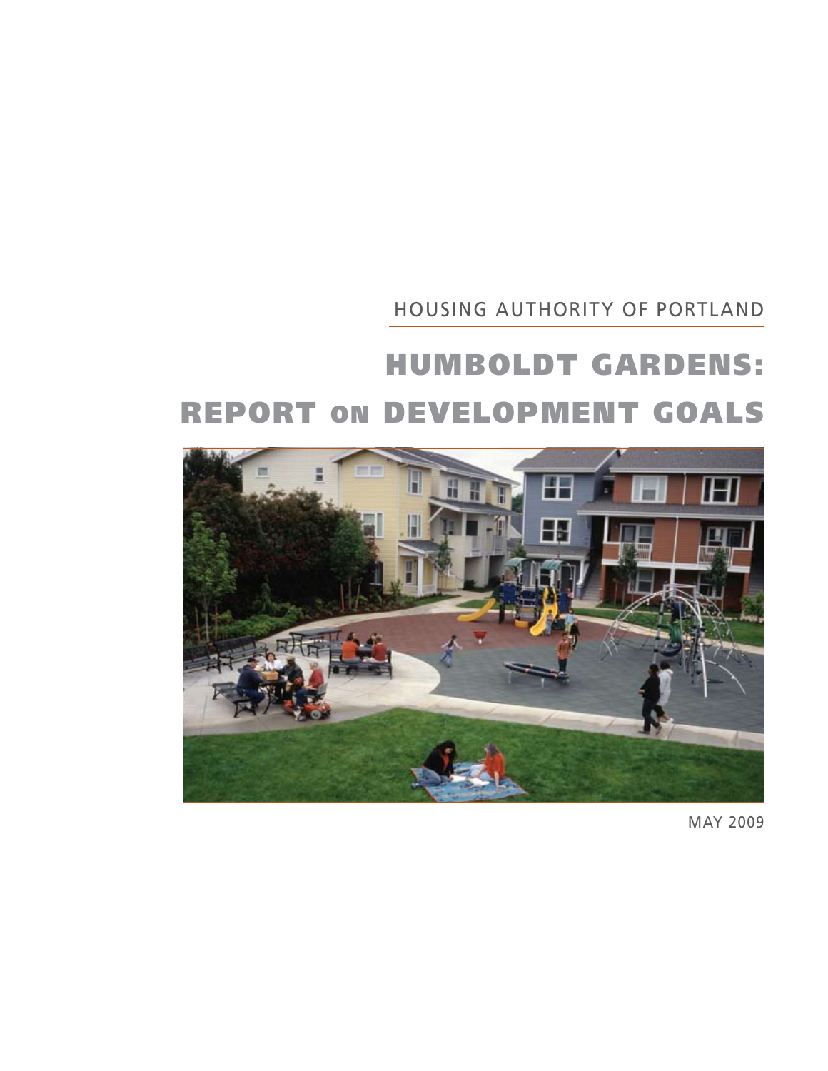HOUSING AUTHORITY OF PORTLAND

# HUMBOLDT GARDENS: REPORT ON DEVELOPMENT GOALS

MAY 2009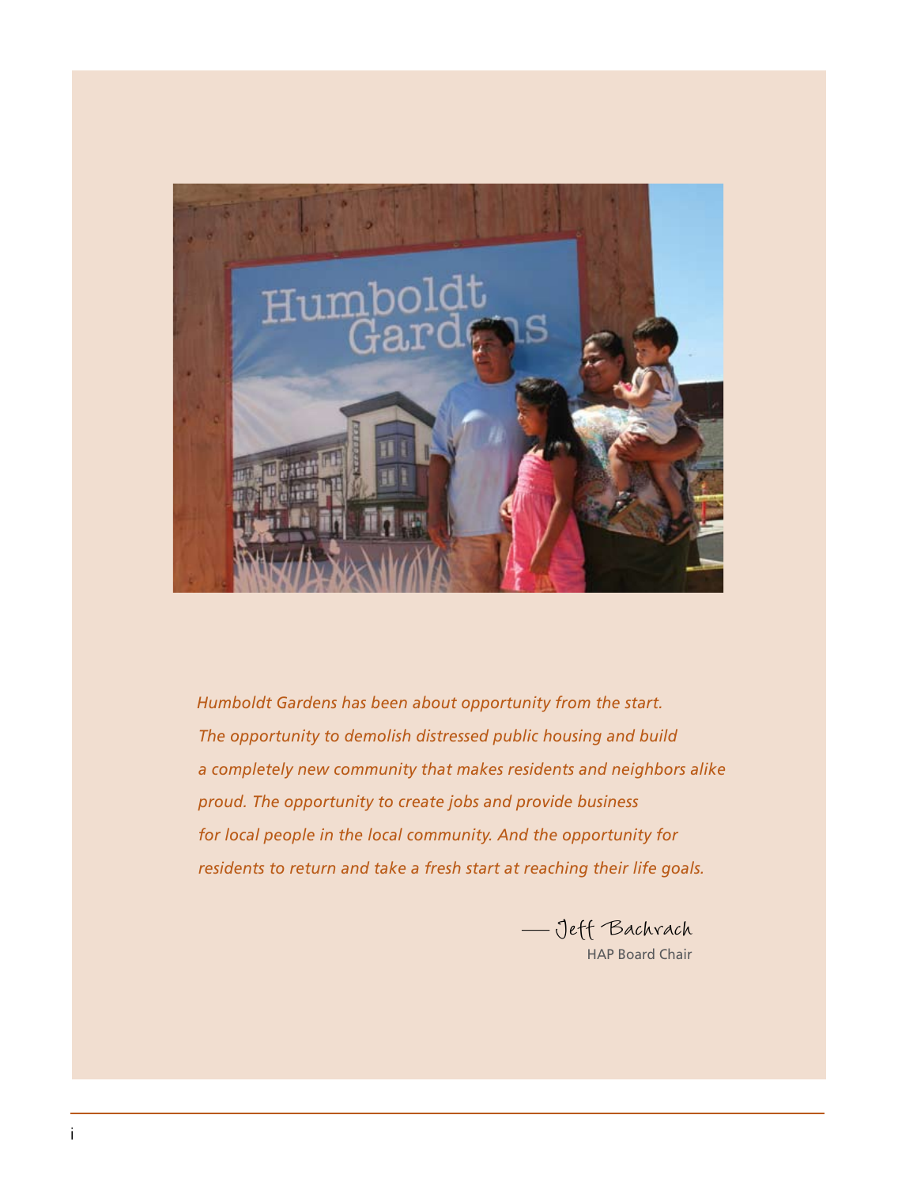*Humboldt Gardens has been about opportunity from the start. The opportunity to demolish distressed public housing and build a completely new community that makes residents and neighbors alike proud. The opportunity to create jobs and provide business for local people in the local community. And the opportunity for residents to return and take a fresh start at reaching their life goals.*

— Jeff Bachrach
HAP Board Chair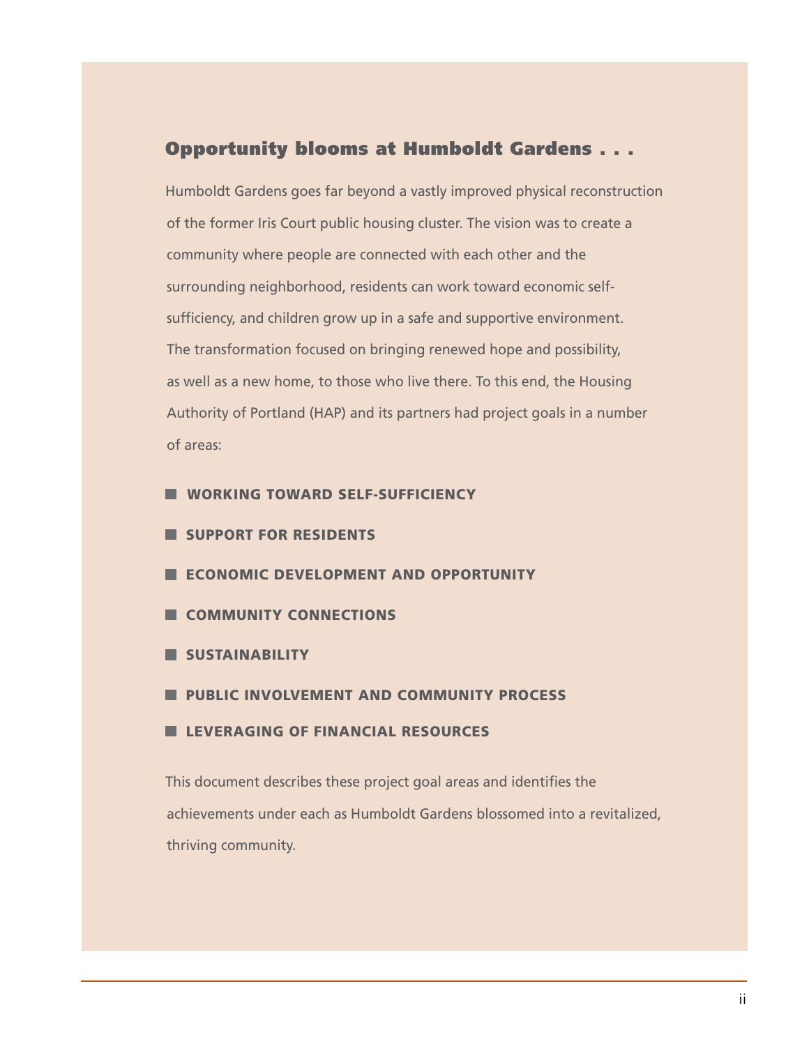## Opportunity blooms at Humboldt Gardens . . .

Humboldt Gardens goes far beyond a vastly improved physical reconstruction of the former Iris Court public housing cluster. The vision was to create a community where people are connected with each other and the surrounding neighborhood, residents can work toward economic self-sufficiency, and children grow up in a safe and supportive environment. The transformation focused on bringing renewed hope and possibility, as well as a new home, to those who live there. To this end, the Housing Authority of Portland (HAP) and its partners had project goals in a number of areas:

- **WORKING TOWARD SELF-SUFFICIENCY**
- **SUPPORT FOR RESIDENTS**
- **ECONOMIC DEVELOPMENT AND OPPORTUNITY**
- **COMMUNITY CONNECTIONS**
- **SUSTAINABILITY**
- **PUBLIC INVOLVEMENT AND COMMUNITY PROCESS**
- **LEVERAGING OF FINANCIAL RESOURCES**

This document describes these project goal areas and identifies the achievements under each as Humboldt Gardens blossomed into a revitalized, thriving community.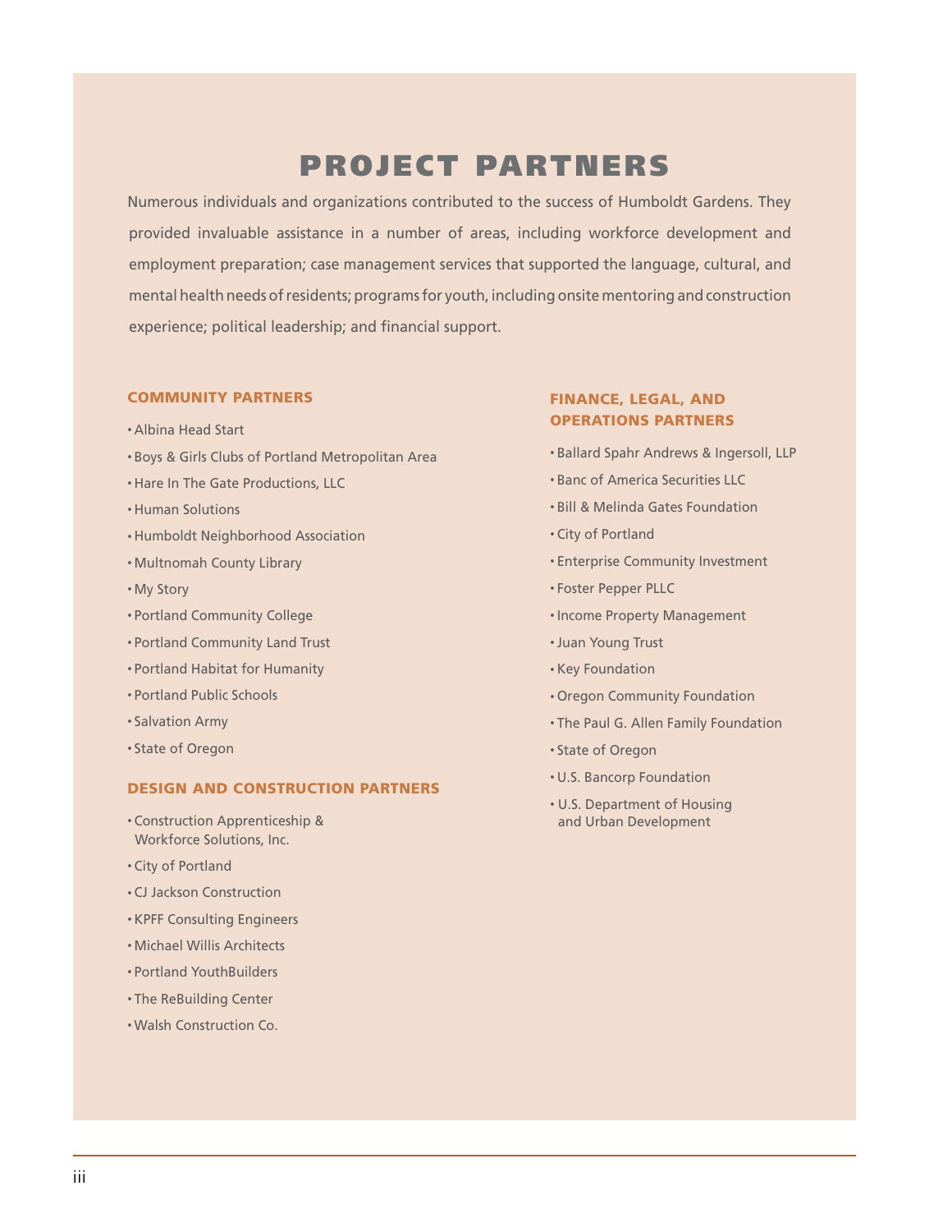# PROJECT PARTNERS

Numerous individuals and organizations contributed to the success of Humboldt Gardens. They provided invaluable assistance in a number of areas, including workforce development and employment preparation; case management services that supported the language, cultural, and mental health needs of residents; programs for youth, including onsite mentoring and construction experience; political leadership; and financial support.

## COMMUNITY PARTNERS

- Albina Head Start
- Boys & Girls Clubs of Portland Metropolitan Area
- Hare In The Gate Productions, LLC
- Human Solutions
- Humboldt Neighborhood Association
- Multnomah County Library
- My Story
- Portland Community College
- Portland Community Land Trust
- Portland Habitat for Humanity
- Portland Public Schools
- Salvation Army
- State of Oregon

## DESIGN AND CONSTRUCTION PARTNERS

- Construction Apprenticeship & Workforce Solutions, Inc.
- City of Portland
- CJ Jackson Construction
- KPFF Consulting Engineers
- Michael Willis Architects
- Portland YouthBuilders
- The ReBuilding Center
- Walsh Construction Co.

## FINANCE, LEGAL, AND OPERATIONS PARTNERS

- Ballard Spahr Andrews & Ingersoll, LLP
- Banc of America Securities LLC
- Bill & Melinda Gates Foundation
- City of Portland
- Enterprise Community Investment
- Foster Pepper PLLC
- Income Property Management
- Juan Young Trust
- Key Foundation
- Oregon Community Foundation
- The Paul G. Allen Family Foundation
- State of Oregon
- U.S. Bancorp Foundation
- U.S. Department of Housing and Urban Development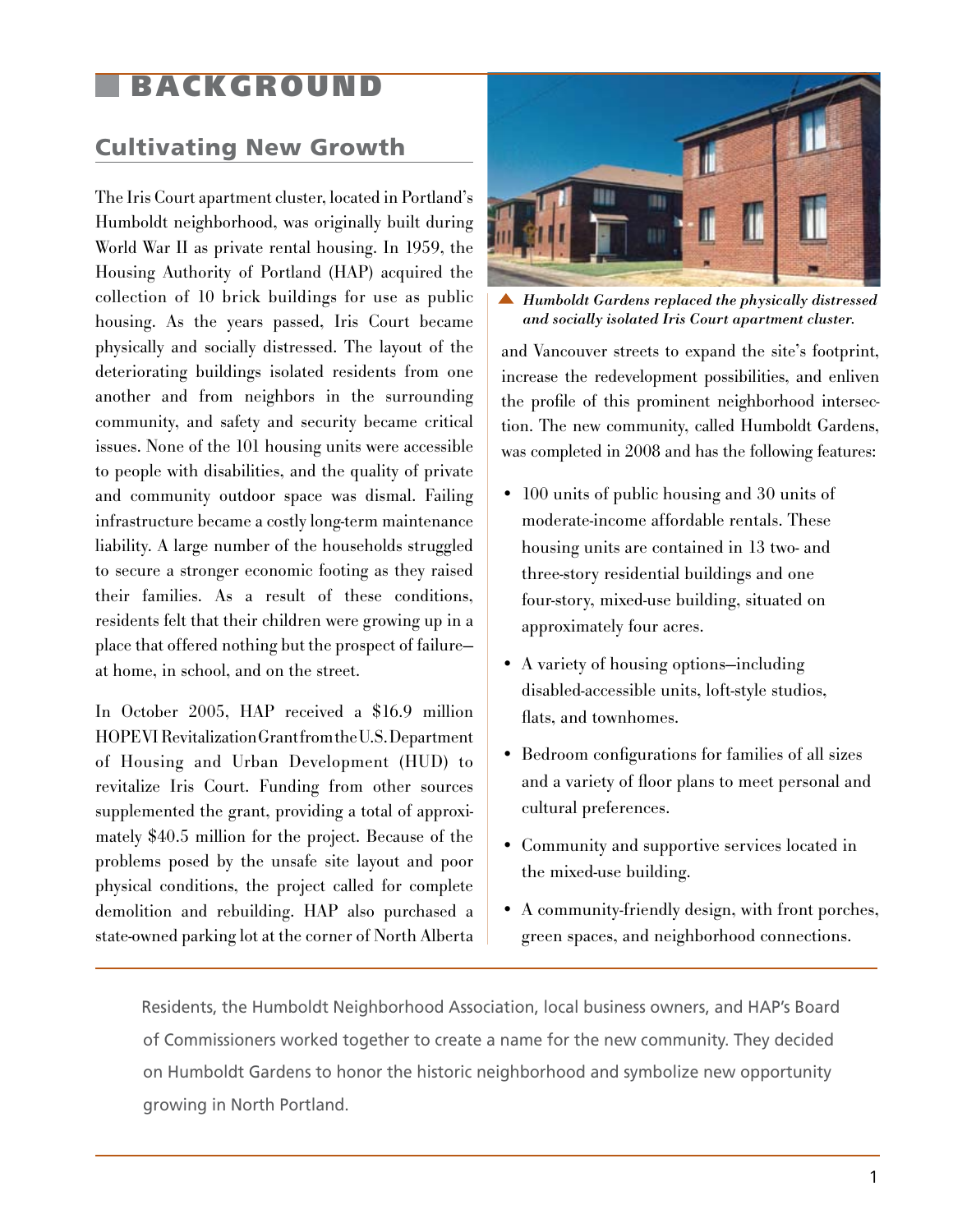# BACKGROUND

## Cultivating New Growth

The Iris Court apartment cluster, located in Portland's Humboldt neighborhood, was originally built during World War II as private rental housing. In 1959, the Housing Authority of Portland (HAP) acquired the collection of 10 brick buildings for use as public housing. As the years passed, Iris Court became physically and socially distressed. The layout of the deteriorating buildings isolated residents from one another and from neighbors in the surrounding community, and safety and security became critical issues. None of the 101 housing units were accessible to people with disabilities, and the quality of private and community outdoor space was dismal. Failing infrastructure became a costly long-term maintenance liability. A large number of the households struggled to secure a stronger economic footing as they raised their families. As a result of these conditions, residents felt that their children were growing up in a place that offered nothing but the prospect of failure—at home, in school, and on the street.

In October 2005, HAP received a $16.9 million HOPE VI Revitalization Grant from the U.S. Department of Housing and Urban Development (HUD) to revitalize Iris Court. Funding from other sources supplemented the grant, providing a total of approximately $40.5 million for the project. Because of the problems posed by the unsafe site layout and poor physical conditions, the project called for complete demolition and rebuilding. HAP also purchased a state-owned parking lot at the corner of North Alberta and Vancouver streets to expand the site's footprint, increase the redevelopment possibilities, and enliven the profile of this prominent neighborhood intersection. The new community, called Humboldt Gardens, was completed in 2008 and has the following features:

*Humboldt Gardens replaced the physically distressed and socially isolated Iris Court apartment cluster.*

- 100 units of public housing and 30 units of moderate-income affordable rentals. These housing units are contained in 13 two- and three-story residential buildings and one four-story, mixed-use building, situated on approximately four acres.
- A variety of housing options—including disabled-accessible units, loft-style studios, flats, and townhomes.
- Bedroom configurations for families of all sizes and a variety of floor plans to meet personal and cultural preferences.
- Community and supportive services located in the mixed-use building.
- A community-friendly design, with front porches, green spaces, and neighborhood connections.

Residents, the Humboldt Neighborhood Association, local business owners, and HAP's Board of Commissioners worked together to create a name for the new community. They decided on Humboldt Gardens to honor the historic neighborhood and symbolize new opportunity growing in North Portland.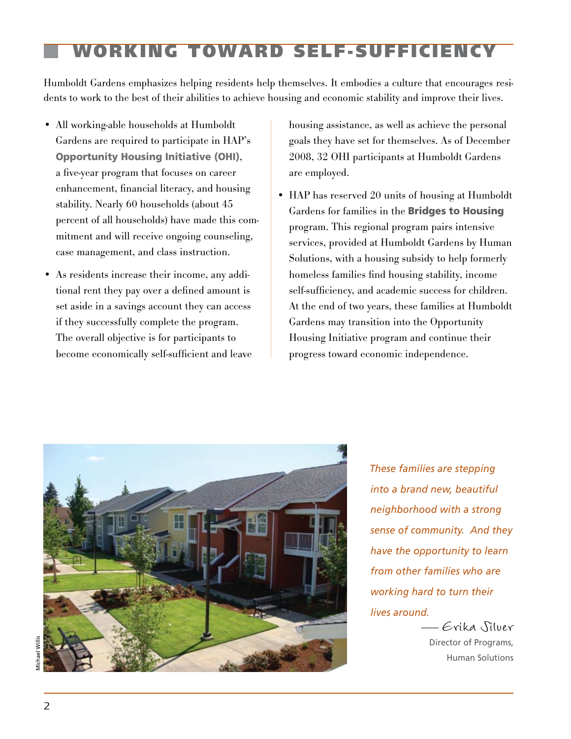# WORKING TOWARD SELF-SUFFICIENCY

Humboldt Gardens emphasizes helping residents help themselves. It embodies a culture that encourages residents to work to the best of their abilities to achieve housing and economic stability and improve their lives.

- All working-able households at Humboldt Gardens are required to participate in HAP's **Opportunity Housing Initiative (OHI)**, a five-year program that focuses on career enhancement, financial literacy, and housing stability. Nearly 60 households (about 45 percent of all households) have made this commitment and will receive ongoing counseling, case management, and class instruction.
- As residents increase their income, any additional rent they pay over a defined amount is set aside in a savings account they can access if they successfully complete the program. The overall objective is for participants to become economically self-sufficient and leave housing assistance, as well as achieve the personal goals they have set for themselves. As of December 2008, 32 OHI participants at Humboldt Gardens are employed.
- HAP has reserved 20 units of housing at Humboldt Gardens for families in the **Bridges to Housing** program. This regional program pairs intensive services, provided at Humboldt Gardens by Human Solutions, with a housing subsidy to help formerly homeless families find housing stability, income self-sufficiency, and academic success for children. At the end of two years, these families at Humboldt Gardens may transition into the Opportunity Housing Initiative program and continue their progress toward economic independence.

Michael Willis

*These families are stepping into a brand new, beautiful neighborhood with a strong sense of community. And they have the opportunity to learn from other families who are working hard to turn their lives around.*

— Erika Silver
Director of Programs,
Human Solutions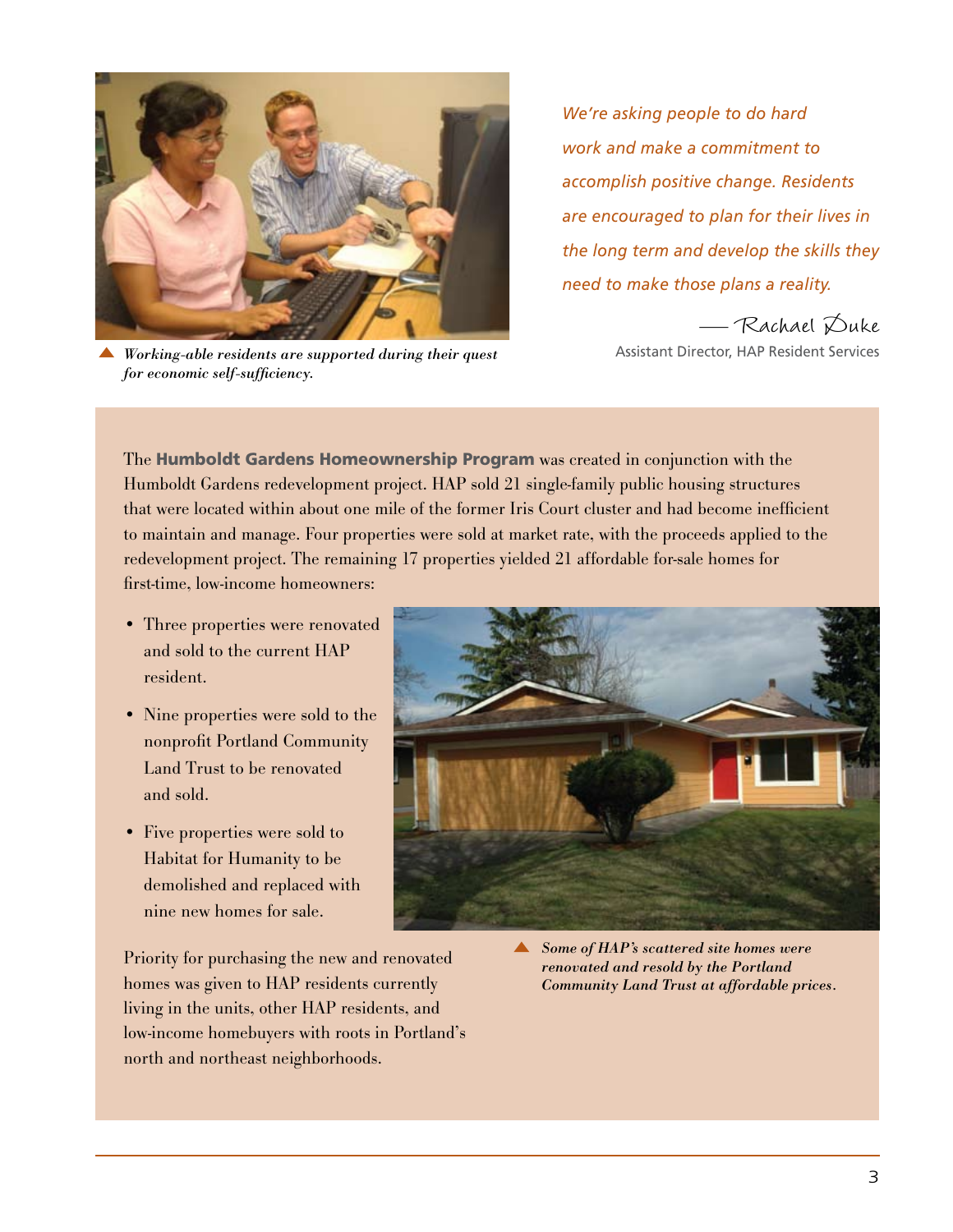▲ *Working-able residents are supported during their quest for economic self-sufficiency.*

*We're asking people to do hard work and make a commitment to accomplish positive change. Residents are encouraged to plan for their lives in the long term and develop the skills they need to make those plans a reality.*

— Rachael Duke
Assistant Director, HAP Resident Services

The **Humboldt Gardens Homeownership Program** was created in conjunction with the Humboldt Gardens redevelopment project. HAP sold 21 single-family public housing structures that were located within about one mile of the former Iris Court cluster and had become inefficient to maintain and manage. Four properties were sold at market rate, with the proceeds applied to the redevelopment project. The remaining 17 properties yielded 21 affordable for-sale homes for first-time, low-income homeowners:

- Three properties were renovated and sold to the current HAP resident.
- Nine properties were sold to the nonprofit Portland Community Land Trust to be renovated and sold.
- Five properties were sold to Habitat for Humanity to be demolished and replaced with nine new homes for sale.

Priority for purchasing the new and renovated homes was given to HAP residents currently living in the units, other HAP residents, and low-income homebuyers with roots in Portland's north and northeast neighborhoods.

▲ *Some of HAP's scattered site homes were renovated and resold by the Portland Community Land Trust at affordable prices.*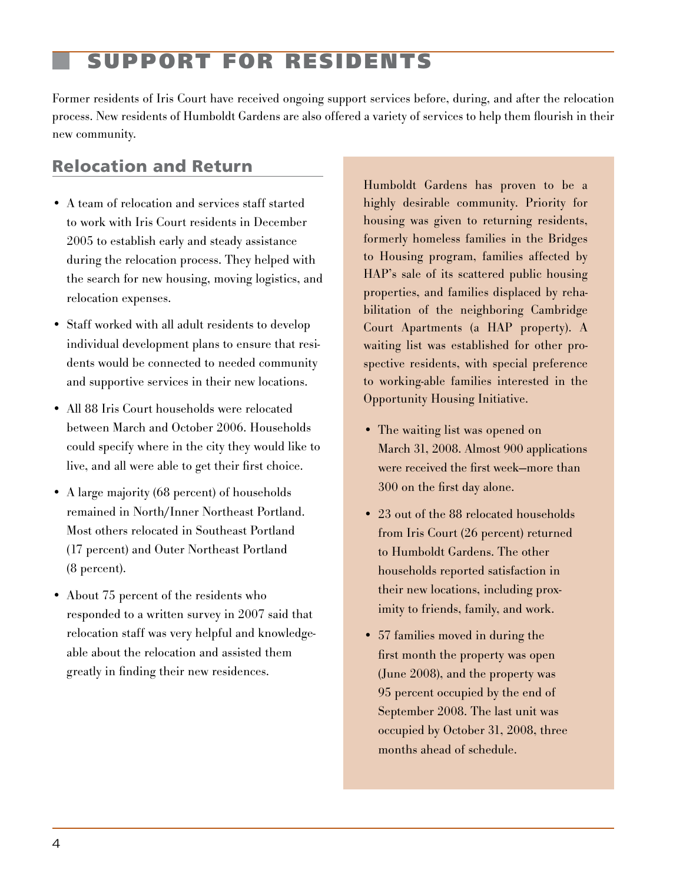# SUPPORT FOR RESIDENTS

Former residents of Iris Court have received ongoing support services before, during, and after the relocation process. New residents of Humboldt Gardens are also offered a variety of services to help them flourish in their new community.

## Relocation and Return

- A team of relocation and services staff started to work with Iris Court residents in December 2005 to establish early and steady assistance during the relocation process. They helped with the search for new housing, moving logistics, and relocation expenses.
- Staff worked with all adult residents to develop individual development plans to ensure that residents would be connected to needed community and supportive services in their new locations.
- All 88 Iris Court households were relocated between March and October 2006. Households could specify where in the city they would like to live, and all were able to get their first choice.
- A large majority (68 percent) of households remained in North/Inner Northeast Portland. Most others relocated in Southeast Portland (17 percent) and Outer Northeast Portland (8 percent).
- About 75 percent of the residents who responded to a written survey in 2007 said that relocation staff was very helpful and knowledgeable about the relocation and assisted them greatly in finding their new residences.

Humboldt Gardens has proven to be a highly desirable community. Priority for housing was given to returning residents, formerly homeless families in the Bridges to Housing program, families affected by HAP's sale of its scattered public housing properties, and families displaced by rehabilitation of the neighboring Cambridge Court Apartments (a HAP property). A waiting list was established for other prospective residents, with special preference to working-able families interested in the Opportunity Housing Initiative.

- The waiting list was opened on March 31, 2008. Almost 900 applications were received the first week—more than 300 on the first day alone.
- 23 out of the 88 relocated households from Iris Court (26 percent) returned to Humboldt Gardens. The other households reported satisfaction in their new locations, including proximity to friends, family, and work.
- 57 families moved in during the first month the property was open (June 2008), and the property was 95 percent occupied by the end of September 2008. The last unit was occupied by October 31, 2008, three months ahead of schedule.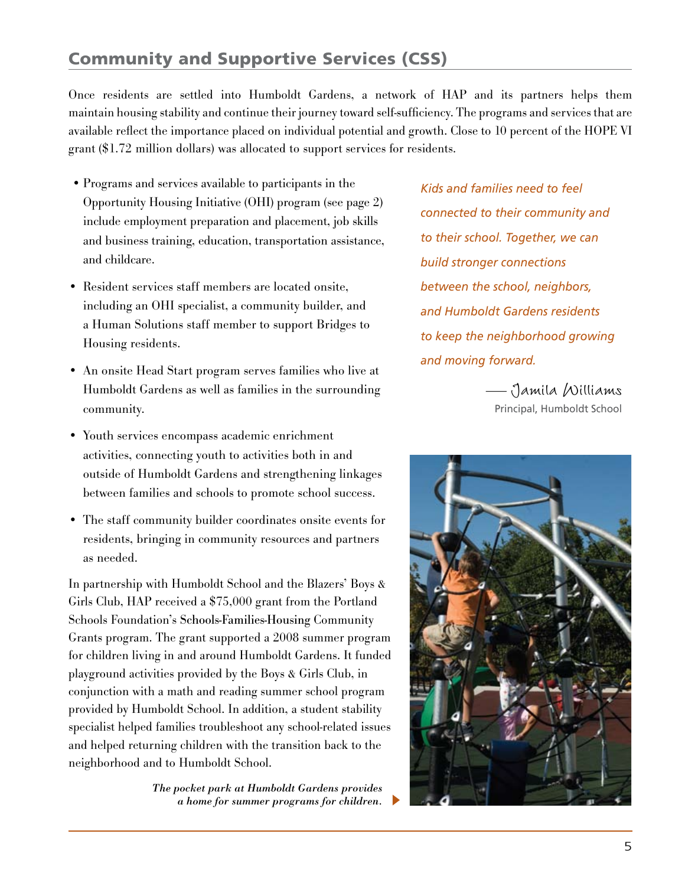## Community and Supportive Services (CSS)

Once residents are settled into Humboldt Gardens, a network of HAP and its partners helps them maintain housing stability and continue their journey toward self-sufficiency. The programs and services that are available reflect the importance placed on individual potential and growth. Close to 10 percent of the HOPE VI grant ($1.72 million dollars) was allocated to support services for residents.

- Programs and services available to participants in the Opportunity Housing Initiative (OHI) program (see page 2) include employment preparation and placement, job skills and business training, education, transportation assistance, and childcare.
- Resident services staff members are located onsite, including an OHI specialist, a community builder, and a Human Solutions staff member to support Bridges to Housing residents.
- An onsite Head Start program serves families who live at Humboldt Gardens as well as families in the surrounding community.
- Youth services encompass academic enrichment activities, connecting youth to activities both in and outside of Humboldt Gardens and strengthening linkages between families and schools to promote school success.
- The staff community builder coordinates onsite events for residents, bringing in community resources and partners as needed.

In partnership with Humboldt School and the Blazers' Boys & Girls Club, HAP received a $75,000 grant from the Portland Schools Foundation's Schools-Families-Housing Community Grants program. The grant supported a 2008 summer program for children living in and around Humboldt Gardens. It funded playground activities provided by the Boys & Girls Club, in conjunction with a math and reading summer school program provided by Humboldt School. In addition, a student stability specialist helped families troubleshoot any school-related issues and helped returning children with the transition back to the neighborhood and to Humboldt School.

*Kids and families need to feel connected to their community and to their school. Together, we can build stronger connections between the school, neighbors, and Humboldt Gardens residents to keep the neighborhood growing and moving forward.*

— Jamila Williams
Principal, Humboldt School

***The pocket park at Humboldt Gardens provides a home for summer programs for children.***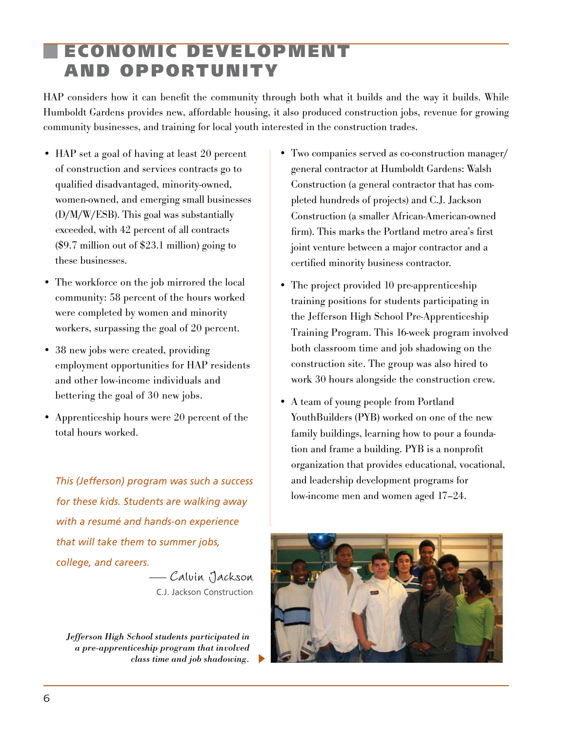# ECONOMIC DEVELOPMENT AND OPPORTUNITY

HAP considers how it can benefit the community through both what it builds and the way it builds. While Humboldt Gardens provides new, affordable housing, it also produced construction jobs, revenue for growing community businesses, and training for local youth interested in the construction trades.

- HAP set a goal of having at least 20 percent of construction and services contracts go to qualified disadvantaged, minority-owned, women-owned, and emerging small businesses (D/M/W/ESB). This goal was substantially exceeded, with 42 percent of all contracts ($9.7 million out of $23.1 million) going to these businesses.
- The workforce on the job mirrored the local community: 58 percent of the hours worked were completed by women and minority workers, surpassing the goal of 20 percent.
- 38 new jobs were created, providing employment opportunities for HAP residents and other low-income individuals and bettering the goal of 30 new jobs.
- Apprenticeship hours were 20 percent of the total hours worked.

*This (Jefferson) program was such a success for these kids. Students are walking away with a resumé and hands-on experience that will take them to summer jobs, college, and careers.*

— Calvin Jackson
C.J. Jackson Construction

*Jefferson High School students participated in a pre-apprenticeship program that involved class time and job shadowing.*

- Two companies served as co-construction manager/ general contractor at Humboldt Gardens: Walsh Construction (a general contractor that has completed hundreds of projects) and C.J. Jackson Construction (a smaller African-American-owned firm). This marks the Portland metro area's first joint venture between a major contractor and a certified minority business contractor.
- The project provided 10 pre-apprenticeship training positions for students participating in the Jefferson High School Pre-Apprenticeship Training Program. This 16-week program involved both classroom time and job shadowing on the construction site. The group was also hired to work 30 hours alongside the construction crew.
- A team of young people from Portland YouthBuilders (PYB) worked on one of the new family buildings, learning how to pour a foundation and frame a building. PYB is a nonprofit organization that provides educational, vocational, and leadership development programs for low-income men and women aged 17–24.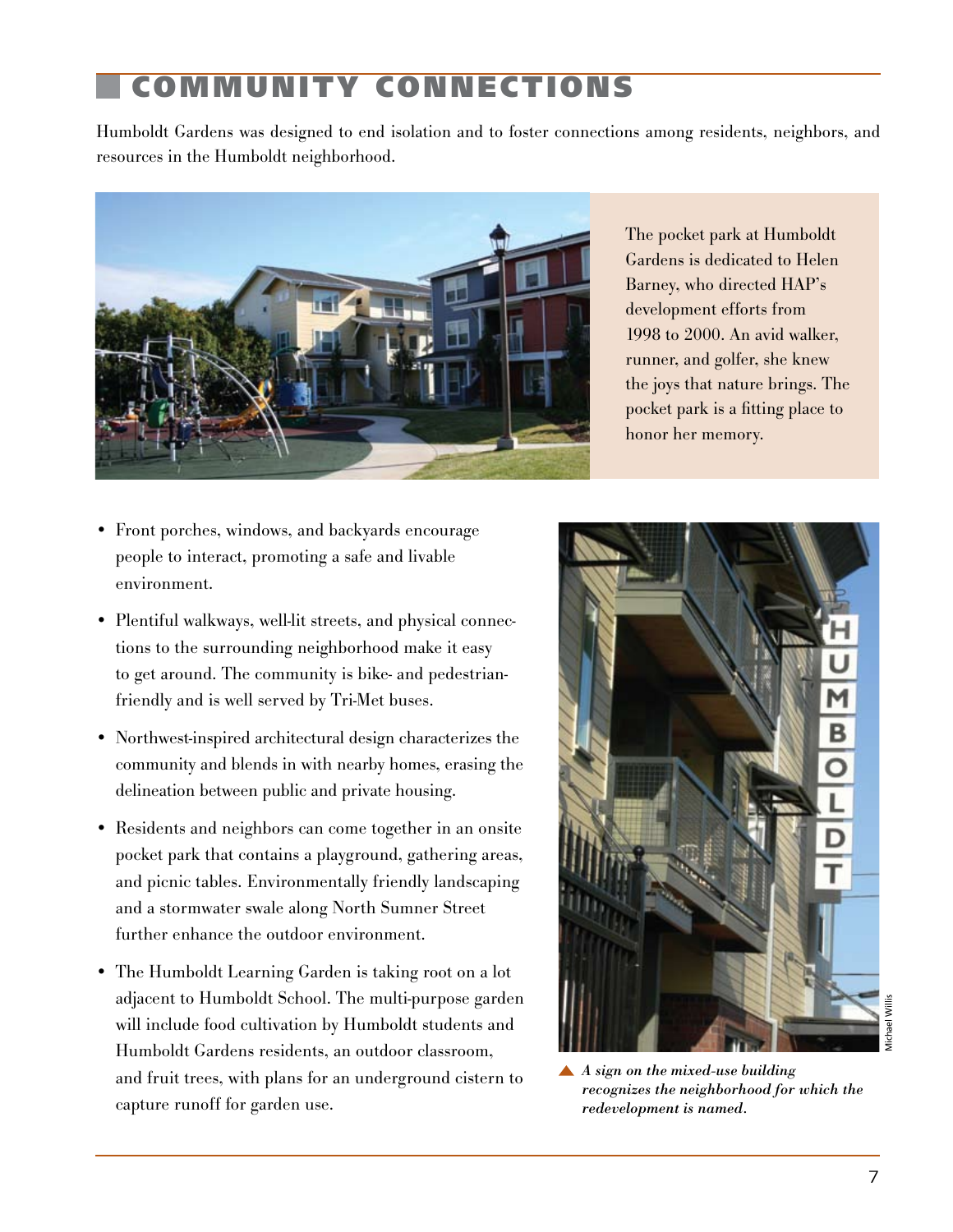# COMMUNITY CONNECTIONS

Humboldt Gardens was designed to end isolation and to foster connections among residents, neighbors, and resources in the Humboldt neighborhood.

The pocket park at Humboldt Gardens is dedicated to Helen Barney, who directed HAP's development efforts from 1998 to 2000. An avid walker, runner, and golfer, she knew the joys that nature brings. The pocket park is a fitting place to honor her memory.

- Front porches, windows, and backyards encourage people to interact, promoting a safe and livable environment.
- Plentiful walkways, well-lit streets, and physical connections to the surrounding neighborhood make it easy to get around. The community is bike- and pedestrian-friendly and is well served by Tri-Met buses.
- Northwest-inspired architectural design characterizes the community and blends in with nearby homes, erasing the delineation between public and private housing.
- Residents and neighbors can come together in an onsite pocket park that contains a playground, gathering areas, and picnic tables. Environmentally friendly landscaping and a stormwater swale along North Sumner Street further enhance the outdoor environment.
- The Humboldt Learning Garden is taking root on a lot adjacent to Humboldt School. The multi-purpose garden will include food cultivation by Humboldt students and Humboldt Gardens residents, an outdoor classroom, and fruit trees, with plans for an underground cistern to capture runoff for garden use.

Michael Willis

▲ *A sign on the mixed-use building recognizes the neighborhood for which the redevelopment is named.*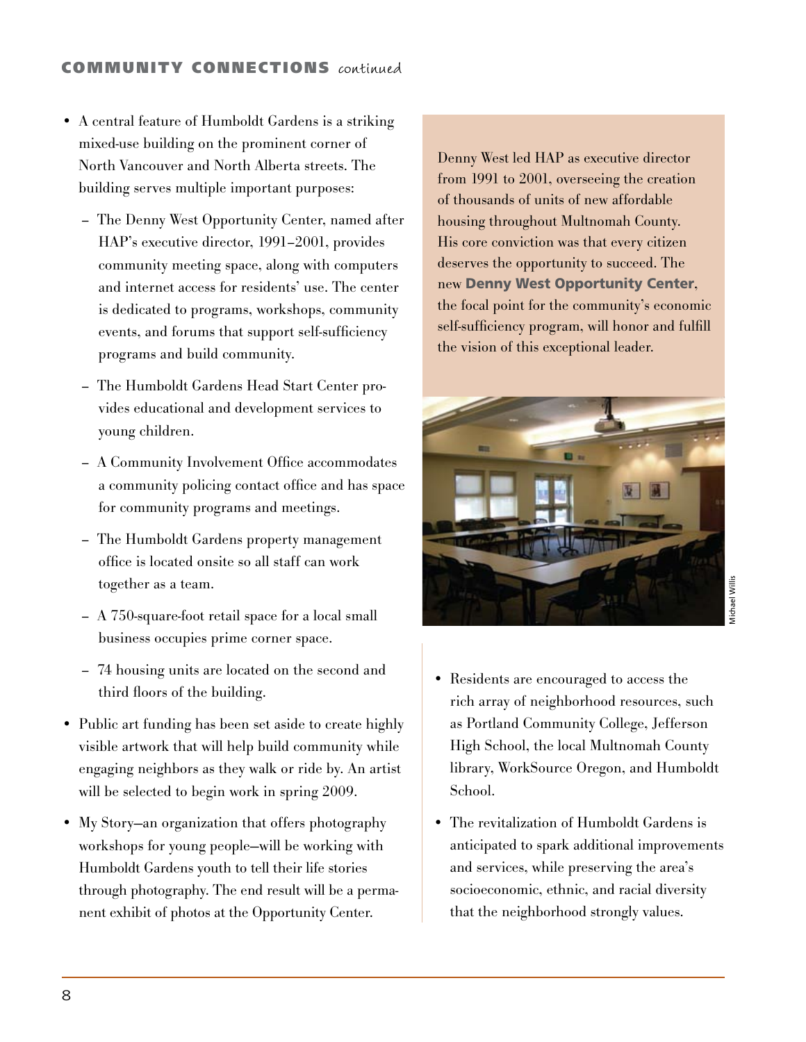## COMMUNITY CONNECTIONS *continued*

- A central feature of Humboldt Gardens is a striking mixed-use building on the prominent corner of North Vancouver and North Alberta streets. The building serves multiple important purposes:
  - The Denny West Opportunity Center, named after HAP's executive director, 1991–2001, provides community meeting space, along with computers and internet access for residents' use. The center is dedicated to programs, workshops, community events, and forums that support self-sufficiency programs and build community.
  - The Humboldt Gardens Head Start Center provides educational and development services to young children.
  - A Community Involvement Office accommodates a community policing contact office and has space for community programs and meetings.
  - The Humboldt Gardens property management office is located onsite so all staff can work together as a team.
  - A 750-square-foot retail space for a local small business occupies prime corner space.
  - 74 housing units are located on the second and third floors of the building.
- Public art funding has been set aside to create highly visible artwork that will help build community while engaging neighbors as they walk or ride by. An artist will be selected to begin work in spring 2009.
- My Story—an organization that offers photography workshops for young people—will be working with Humboldt Gardens youth to tell their life stories through photography. The end result will be a permanent exhibit of photos at the Opportunity Center.

Denny West led HAP as executive director from 1991 to 2001, overseeing the creation of thousands of units of new affordable housing throughout Multnomah County. His core conviction was that every citizen deserves the opportunity to succeed. The new **Denny West Opportunity Center**, the focal point for the community's economic self-sufficiency program, will honor and fulfill the vision of this exceptional leader.

Michael Willis

- Residents are encouraged to access the rich array of neighborhood resources, such as Portland Community College, Jefferson High School, the local Multnomah County library, WorkSource Oregon, and Humboldt School.
- The revitalization of Humboldt Gardens is anticipated to spark additional improvements and services, while preserving the area's socioeconomic, ethnic, and racial diversity that the neighborhood strongly values.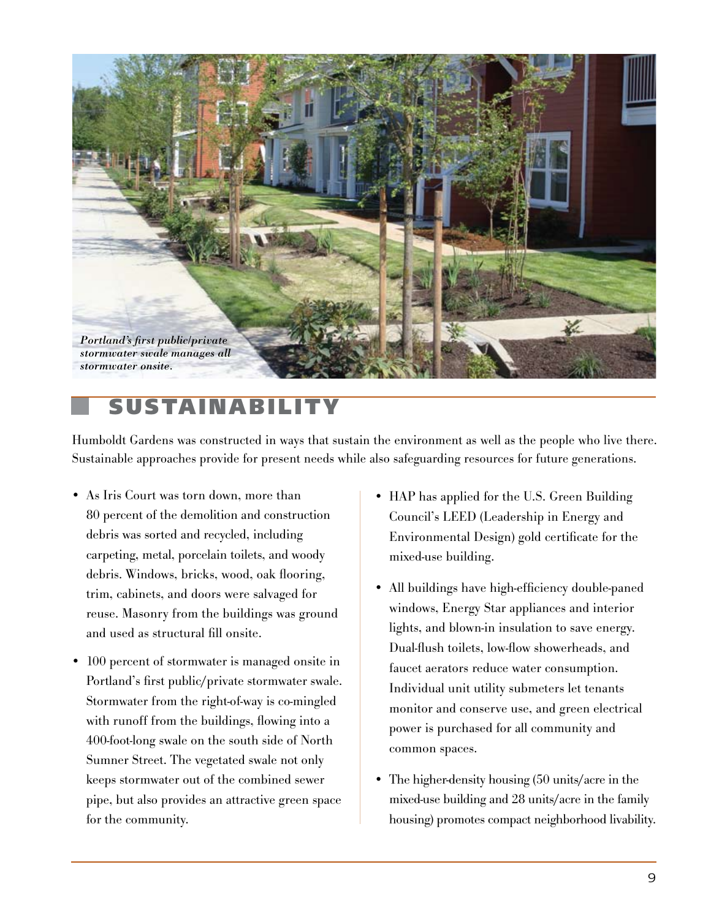*Portland's first public/private stormwater swale manages all stormwater onsite.*

## SUSTAINABILITY

Humboldt Gardens was constructed in ways that sustain the environment as well as the people who live there. Sustainable approaches provide for present needs while also safeguarding resources for future generations.

- As Iris Court was torn down, more than 80 percent of the demolition and construction debris was sorted and recycled, including carpeting, metal, porcelain toilets, and woody debris. Windows, bricks, wood, oak flooring, trim, cabinets, and doors were salvaged for reuse. Masonry from the buildings was ground and used as structural fill onsite.
- 100 percent of stormwater is managed onsite in Portland's first public/private stormwater swale. Stormwater from the right-of-way is co-mingled with runoff from the buildings, flowing into a 400-foot-long swale on the south side of North Sumner Street. The vegetated swale not only keeps stormwater out of the combined sewer pipe, but also provides an attractive green space for the community.
- HAP has applied for the U.S. Green Building Council's LEED (Leadership in Energy and Environmental Design) gold certificate for the mixed-use building.
- All buildings have high-efficiency double-paned windows, Energy Star appliances and interior lights, and blown-in insulation to save energy. Dual-flush toilets, low-flow showerheads, and faucet aerators reduce water consumption. Individual unit utility submeters let tenants monitor and conserve use, and green electrical power is purchased for all community and common spaces.
- The higher-density housing (50 units/acre in the mixed-use building and 28 units/acre in the family housing) promotes compact neighborhood livability.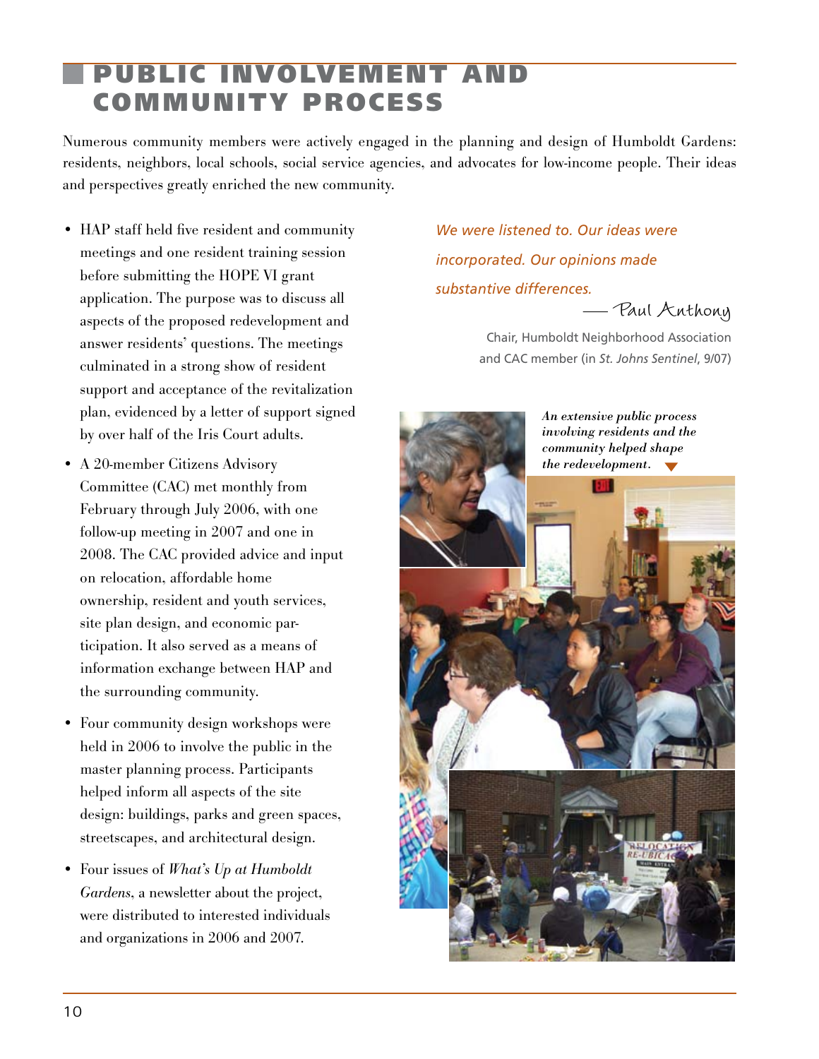# PUBLIC INVOLVEMENT AND COMMUNITY PROCESS

Numerous community members were actively engaged in the planning and design of Humboldt Gardens: residents, neighbors, local schools, social service agencies, and advocates for low-income people. Their ideas and perspectives greatly enriched the new community.

- HAP staff held five resident and community meetings and one resident training session before submitting the HOPE VI grant application. The purpose was to discuss all aspects of the proposed redevelopment and answer residents' questions. The meetings culminated in a strong show of resident support and acceptance of the revitalization plan, evidenced by a letter of support signed by over half of the Iris Court adults.
- A 20-member Citizens Advisory Committee (CAC) met monthly from February through July 2006, with one follow-up meeting in 2007 and one in 2008. The CAC provided advice and input on relocation, affordable home ownership, resident and youth services, site plan design, and economic participation. It also served as a means of information exchange between HAP and the surrounding community.
- Four community design workshops were held in 2006 to involve the public in the master planning process. Participants helped inform all aspects of the site design: buildings, parks and green spaces, streetscapes, and architectural design.
- Four issues of *What's Up at Humboldt Gardens*, a newsletter about the project, were distributed to interested individuals and organizations in 2006 and 2007.

*We were listened to. Our ideas were incorporated. Our opinions made substantive differences.*

— Paul Anthony

Chair, Humboldt Neighborhood Association and CAC member (in *St. Johns Sentinel*, 9/07)

*An extensive public process involving residents and the community helped shape the redevelopment.*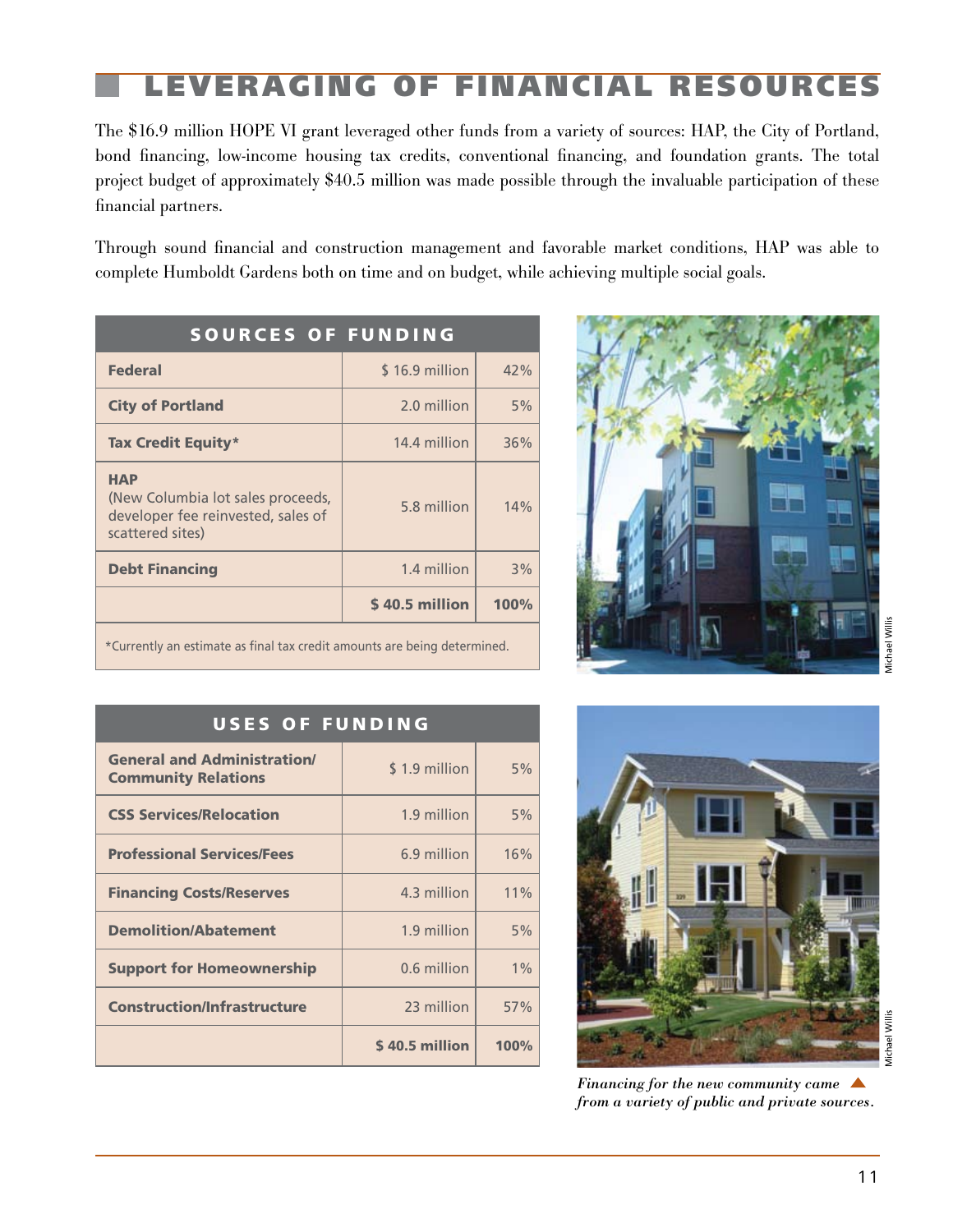# LEVERAGING OF FINANCIAL RESOURCES

The $16.9 million HOPE VI grant leveraged other funds from a variety of sources: HAP, the City of Portland, bond financing, low-income housing tax credits, conventional financing, and foundation grants. The total project budget of approximately $40.5 million was made possible through the invaluable participation of these financial partners.

Through sound financial and construction management and favorable market conditions, HAP was able to complete Humboldt Gardens both on time and on budget, while achieving multiple social goals.

| SOURCES OF FUNDING | | |
|---|---|---|
| **Federal** | $ 16.9 million | 42% |
| **City of Portland** | 2.0 million | 5% |
| **Tax Credit Equity*** | 14.4 million | 36% |
| **HAP** (New Columbia lot sales proceeds, developer fee reinvested, sales of scattered sites) | 5.8 million | 14% |
| **Debt Financing** | 1.4 million | 3% |
| | **$ 40.5 million** | **100%** |

*Currently an estimate as final tax credit amounts are being determined.

| USES OF FUNDING | | |
|---|---|---|
| **General and Administration/ Community Relations** | $ 1.9 million | 5% |
| **CSS Services/Relocation** | 1.9 million | 5% |
| **Professional Services/Fees** | 6.9 million | 16% |
| **Financing Costs/Reserves** | 4.3 million | 11% |
| **Demolition/Abatement** | 1.9 million | 5% |
| **Support for Homeownership** | 0.6 million | 1% |
| **Construction/Infrastructure** | 23 million | 57% |
| | **$ 40.5 million** | **100%** |

Michael Willis

Michael Willis

*Financing for the new community came from a variety of public and private sources.*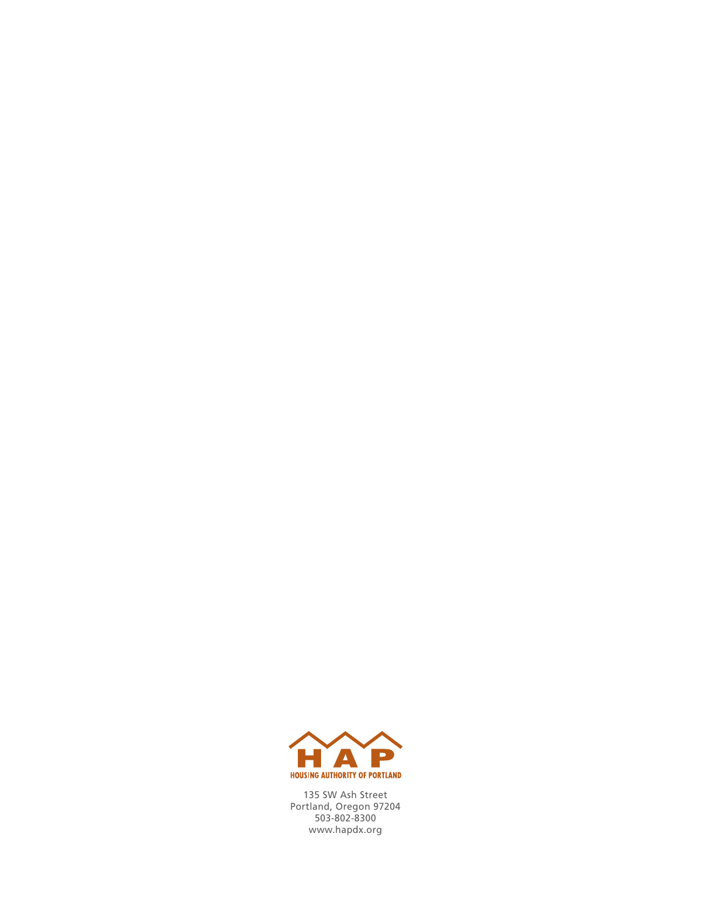HAP

HOUSING AUTHORITY OF PORTLAND

135 SW Ash Street
Portland, Oregon 97204
503-802-8300
www.hapdx.org